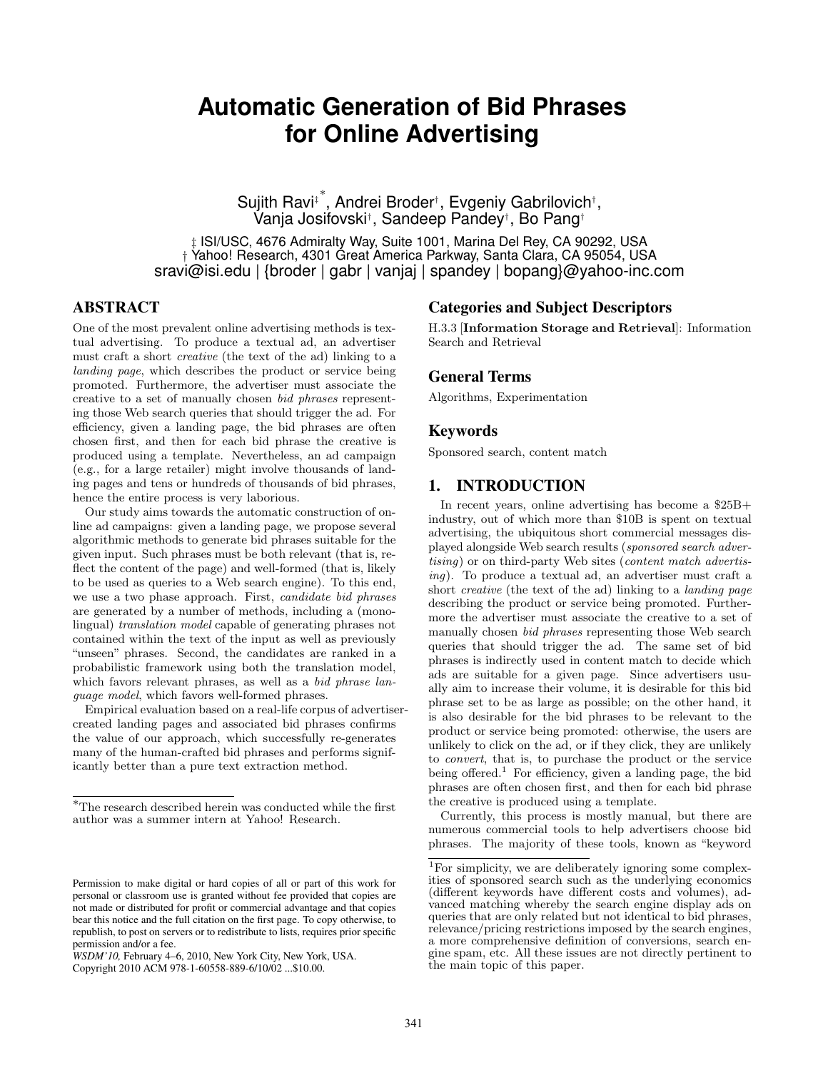# Automatic Generation of Bid Phrases for Online Advertising

Sujith Ravi[‡] [*], Andrei Broder[†], Evgeniy Gabrilovich[†], Vanja Josifovski[†], Sandeep Pandey[†], Bo Pang[†]

‡ ISI/USC, 4676 Admiralty Way, Suite 1001, Marina Del Rey, CA 90292, USA
† Yahoo! Research, 4301 Great America Parkway, Santa Clara, CA 95054, USA
sravi@isi.edu | {broder | gabr | vanjaj | spandey | bopang}@yahoo-inc.com

## ABSTRACT

One of the most prevalent online advertising methods is textual advertising. To produce a textual ad, an advertiser must craft a short *creative* (the text of the ad) linking to a *landing page*, which describes the product or service being promoted. Furthermore, the advertiser must associate the creative to a set of manually chosen *bid phrases* representing those Web search queries that should trigger the ad. For efficiency, given a landing page, the bid phrases are often chosen first, and then for each bid phrase the creative is produced using a template. Nevertheless, an ad campaign (e.g., for a large retailer) might involve thousands of landing pages and tens or hundreds of thousands of bid phrases, hence the entire process is very laborious.

Our study aims towards the automatic construction of online ad campaigns: given a landing page, we propose several algorithmic methods to generate bid phrases suitable for the given input. Such phrases must be both relevant (that is, reflect the content of the page) and well-formed (that is, likely to be used as queries to a Web search engine). To this end, we use a two phase approach. First, *candidate bid phrases* are generated by a number of methods, including a (monolingual) *translation model* capable of generating phrases not contained within the text of the input as well as previously "unseen" phrases. Second, the candidates are ranked in a probabilistic framework using both the translation model, which favors relevant phrases, as well as a *bid phrase language model*, which favors well-formed phrases.

Empirical evaluation based on a real-life corpus of advertiser-created landing pages and associated bid phrases confirms the value of our approach, which successfully re-generates many of the human-crafted bid phrases and performs significantly better than a pure text extraction method.

[*]The research described herein was conducted while the first author was a summer intern at Yahoo! Research.

Permission to make digital or hard copies of all or part of this work for personal or classroom use is granted without fee provided that copies are not made or distributed for profit or commercial advantage and that copies bear this notice and the full citation on the first page. To copy otherwise, to republish, to post on servers or to redistribute to lists, requires prior specific permission and/or a fee.
*WSDM'10,* February 4–6, 2010, New York City, New York, USA.
Copyright 2010 ACM 978-1-60558-889-6/10/02 ...$10.00.

## Categories and Subject Descriptors

H.3.3 [**Information Storage and Retrieval**]: Information Search and Retrieval

## General Terms

Algorithms, Experimentation

## Keywords

Sponsored search, content match

## 1. INTRODUCTION

In recent years, online advertising has become a $25B+ industry, out of which more than $10B is spent on textual advertising, the ubiquitous short commercial messages displayed alongside Web search results (*sponsored search advertising*) or on third-party Web sites (*content match advertising*). To produce a textual ad, an advertiser must craft a short *creative* (the text of the ad) linking to a *landing page* describing the product or service being promoted. Furthermore the advertiser must associate the creative to a set of manually chosen *bid phrases* representing those Web search queries that should trigger the ad. The same set of bid phrases is indirectly used in content match to decide which ads are suitable for a given page. Since advertisers usually aim to increase their volume, it is desirable for this bid phrase set to be as large as possible; on the other hand, it is also desirable for the bid phrases to be relevant to the product or service being promoted: otherwise, the users are unlikely to click on the ad, or if they click, they are unlikely to *convert*, that is, to purchase the product or the service being offered.[1] For efficiency, given a landing page, the bid phrases are often chosen first, and then for each bid phrase the creative is produced using a template.

Currently, this process is mostly manual, but there are numerous commercial tools to help advertisers choose bid phrases. The majority of these tools, known as "keyword

[1]For simplicity, we are deliberately ignoring some complexities of sponsored search such as the underlying economics (different keywords have different costs and volumes), advanced matching whereby the search engine display ads on queries that are only related but not identical to bid phrases, relevance/pricing restrictions imposed by the search engines, a more comprehensive definition of conversions, search engine spam, etc. All these issues are not directly pertinent to the main topic of this paper.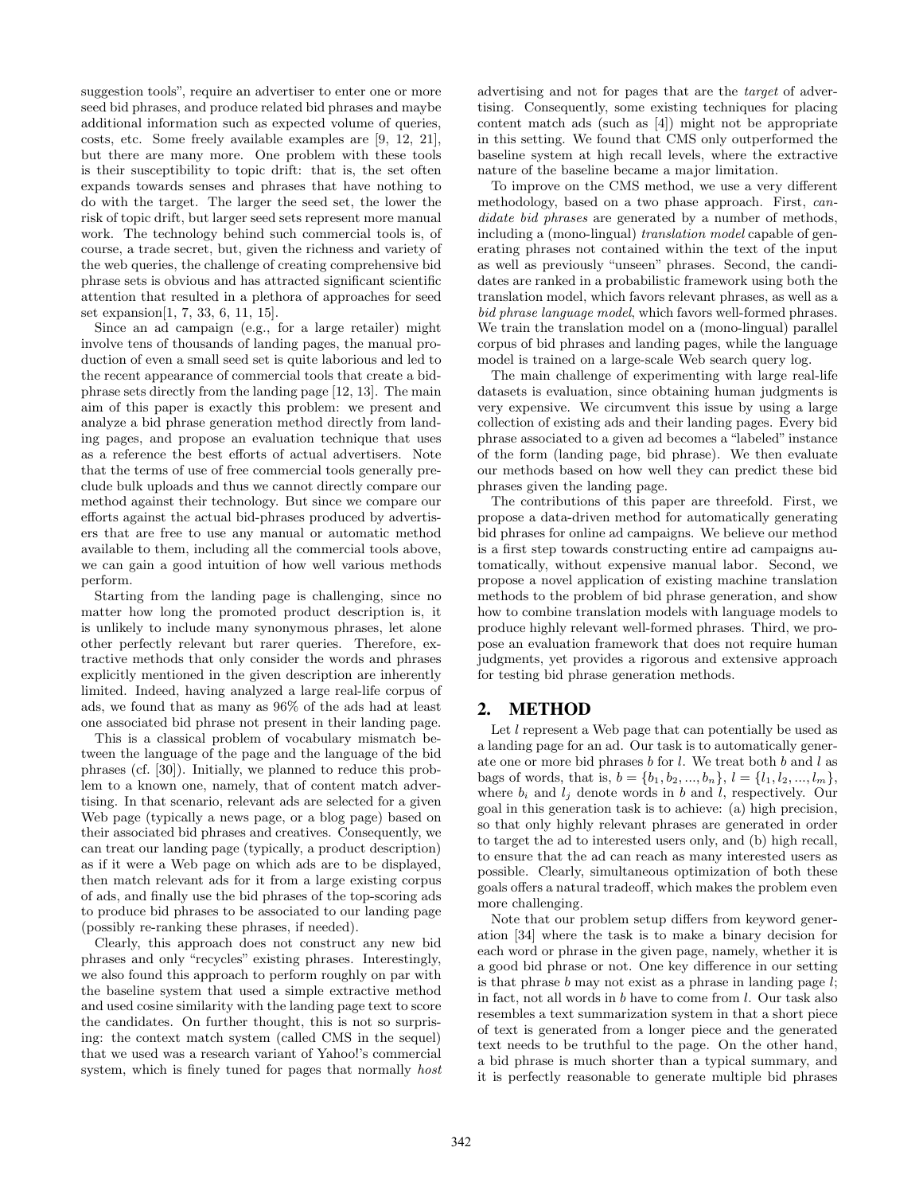suggestion tools", require an advertiser to enter one or more seed bid phrases, and produce related bid phrases and maybe additional information such as expected volume of queries, costs, etc. Some freely available examples are [9, 12, 21], but there are many more. One problem with these tools is their susceptibility to topic drift: that is, the set often expands towards senses and phrases that have nothing to do with the target. The larger the seed set, the lower the risk of topic drift, but larger seed sets represent more manual work. The technology behind such commercial tools is, of course, a trade secret, but, given the richness and variety of the web queries, the challenge of creating comprehensive bid phrase sets is obvious and has attracted significant scientific attention that resulted in a plethora of approaches for seed set expansion[1, 7, 33, 6, 11, 15].

Since an ad campaign (e.g., for a large retailer) might involve tens of thousands of landing pages, the manual production of even a small seed set is quite laborious and led to the recent appearance of commercial tools that create a bid-phrase sets directly from the landing page [12, 13]. The main aim of this paper is exactly this problem: we present and analyze a bid phrase generation method directly from landing pages, and propose an evaluation technique that uses as a reference the best efforts of actual advertisers. Note that the terms of use of free commercial tools generally preclude bulk uploads and thus we cannot directly compare our method against their technology. But since we compare our efforts against the actual bid-phrases produced by advertisers that are free to use any manual or automatic method available to them, including all the commercial tools above, we can gain a good intuition of how well various methods perform.

Starting from the landing page is challenging, since no matter how long the promoted product description is, it is unlikely to include many synonymous phrases, let alone other perfectly relevant but rarer queries. Therefore, extractive methods that only consider the words and phrases explicitly mentioned in the given description are inherently limited. Indeed, having analyzed a large real-life corpus of ads, we found that as many as 96% of the ads had at least one associated bid phrase not present in their landing page.

This is a classical problem of vocabulary mismatch between the language of the page and the language of the bid phrases (cf. [30]). Initially, we planned to reduce this problem to a known one, namely, that of content match advertising. In that scenario, relevant ads are selected for a given Web page (typically a news page, or a blog page) based on their associated bid phrases and creatives. Consequently, we can treat our landing page (typically, a product description) as if it were a Web page on which ads are to be displayed, then match relevant ads for it from a large existing corpus of ads, and finally use the bid phrases of the top-scoring ads to produce bid phrases to be associated to our landing page (possibly re-ranking these phrases, if needed).

Clearly, this approach does not construct any new bid phrases and only "recycles" existing phrases. Interestingly, we also found this approach to perform roughly on par with the baseline system that used a simple extractive method and used cosine similarity with the landing page text to score the candidates. On further thought, this is not so surprising: the context match system (called CMS in the sequel) that we used was a research variant of Yahoo!'s commercial system, which is finely tuned for pages that normally *host* advertising and not for pages that are the *target* of advertising. Consequently, some existing techniques for placing content match ads (such as [4]) might not be appropriate in this setting. We found that CMS only outperformed the baseline system at high recall levels, where the extractive nature of the baseline became a major limitation.

To improve on the CMS method, we use a very different methodology, based on a two phase approach. First, *candidate bid phrases* are generated by a number of methods, including a (mono-lingual) *translation model* capable of generating phrases not contained within the text of the input as well as previously "unseen" phrases. Second, the candidates are ranked in a probabilistic framework using both the translation model, which favors relevant phrases, as well as a *bid phrase language model*, which favors well-formed phrases. We train the translation model on a (mono-lingual) parallel corpus of bid phrases and landing pages, while the language model is trained on a large-scale Web search query log.

The main challenge of experimenting with large real-life datasets is evaluation, since obtaining human judgments is very expensive. We circumvent this issue by using a large collection of existing ads and their landing pages. Every bid phrase associated to a given ad becomes a "labeled" instance of the form (landing page, bid phrase). We then evaluate our methods based on how well they can predict these bid phrases given the landing page.

The contributions of this paper are threefold. First, we propose a data-driven method for automatically generating bid phrases for online ad campaigns. We believe our method is a first step towards constructing entire ad campaigns automatically, without expensive manual labor. Second, we propose a novel application of existing machine translation methods to the problem of bid phrase generation, and show how to combine translation models with language models to produce highly relevant well-formed phrases. Third, we propose an evaluation framework that does not require human judgments, yet provides a rigorous and extensive approach for testing bid phrase generation methods.

## 2. METHOD

Let $l$ represent a Web page that can potentially be used as a landing page for an ad. Our task is to automatically generate one or more bid phrases $b$ for $l$. We treat both $b$ and $l$ as bags of words, that is, $b = \{b_1, b_2, ..., b_n\}$, $l = \{l_1, l_2, ..., l_m\}$, where $b_i$ and $l_j$ denote words in $b$ and $l$, respectively. Our goal in this generation task is to achieve: (a) high precision, so that only highly relevant phrases are generated in order to target the ad to interested users only, and (b) high recall, to ensure that the ad can reach as many interested users as possible. Clearly, simultaneous optimization of both these goals offers a natural tradeoff, which makes the problem even more challenging.

Note that our problem setup differs from keyword generation [34] where the task is to make a binary decision for each word or phrase in the given page, namely, whether it is a good bid phrase or not. One key difference in our setting is that phrase $b$ may not exist as a phrase in landing page $l$; in fact, not all words in $b$ have to come from $l$. Our task also resembles a text summarization system in that a short piece of text is generated from a longer piece and the generated text needs to be truthful to the page. On the other hand, a bid phrase is much shorter than a typical summary, and it is perfectly reasonable to generate multiple bid phrases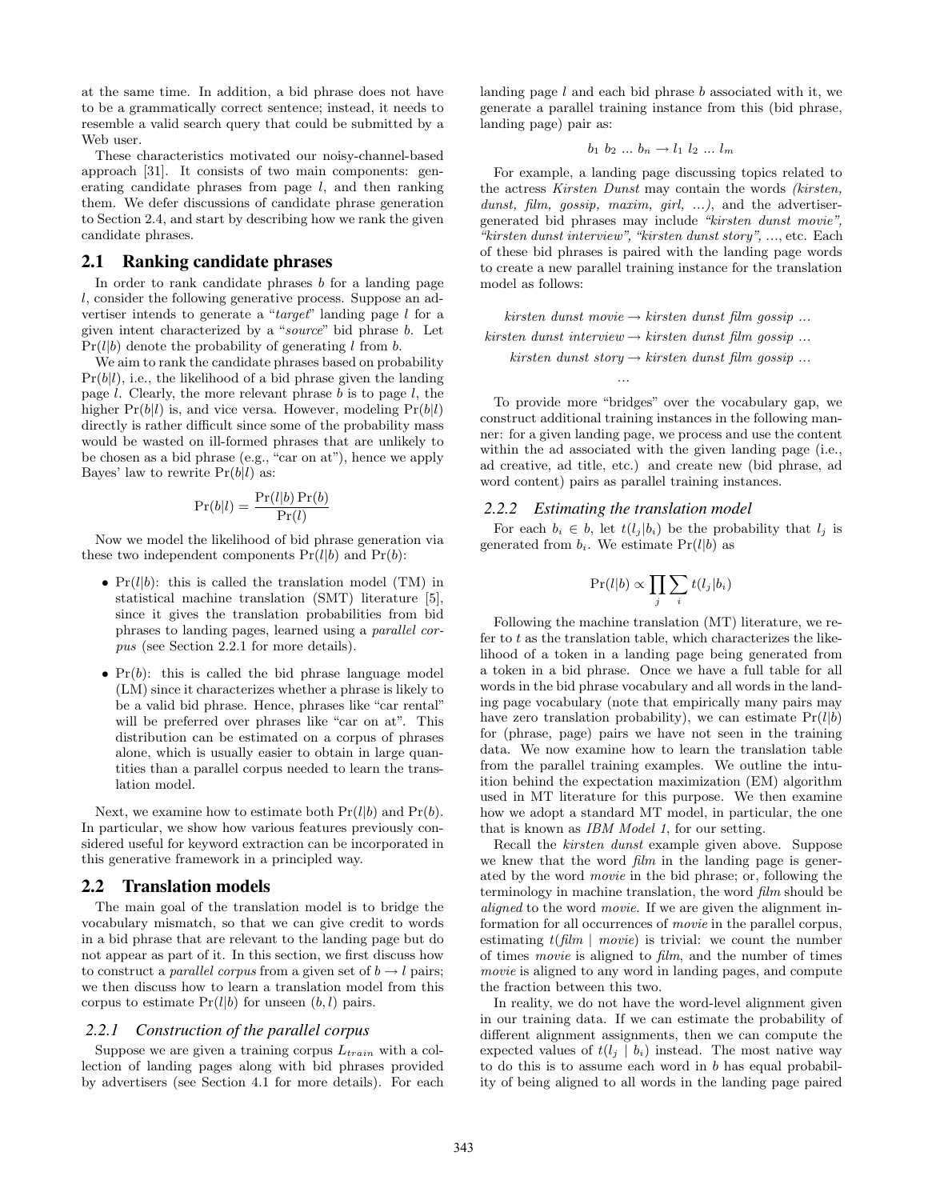at the same time. In addition, a bid phrase does not have to be a grammatically correct sentence; instead, it needs to resemble a valid search query that could be submitted by a Web user.

These characteristics motivated our noisy-channel-based approach [31]. It consists of two main components: generating candidate phrases from page $l$, and then ranking them. We defer discussions of candidate phrase generation to Section 2.4, and start by describing how we rank the given candidate phrases.

## 2.1 Ranking candidate phrases

In order to rank candidate phrases $b$ for a landing page $l$, consider the following generative process. Suppose an advertiser intends to generate a "*target*" landing page $l$ for a given intent characterized by a "*source*" bid phrase $b$. Let $\Pr(l|b)$ denote the probability of generating $l$ from $b$.

We aim to rank the candidate phrases based on probability $\Pr(b|l)$, i.e., the likelihood of a bid phrase given the landing page $l$. Clearly, the more relevant phrase $b$ is to page $l$, the higher $\Pr(b|l)$ is, and vice versa. However, modeling $\Pr(b|l)$ directly is rather difficult since some of the probability mass would be wasted on ill-formed phrases that are unlikely to be chosen as a bid phrase (e.g., "car on at"), hence we apply Bayes' law to rewrite $\Pr(b|l)$ as:

$$\Pr(b|l) = \frac{\Pr(l|b)\Pr(b)}{\Pr(l)}$$

Now we model the likelihood of bid phrase generation via these two independent components $\Pr(l|b)$ and $\Pr(b)$:

- $\Pr(l|b)$: this is called the translation model (TM) in statistical machine translation (SMT) literature [5], since it gives the translation probabilities from bid phrases to landing pages, learned using a *parallel corpus* (see Section 2.2.1 for more details).
- $\Pr(b)$: this is called the bid phrase language model (LM) since it characterizes whether a phrase is likely to be a valid bid phrase. Hence, phrases like "car rental" will be preferred over phrases like "car on at". This distribution can be estimated on a corpus of phrases alone, which is usually easier to obtain in large quantities than a parallel corpus needed to learn the translation model.

Next, we examine how to estimate both $\Pr(l|b)$ and $\Pr(b)$. In particular, we show how various features previously considered useful for keyword extraction can be incorporated in this generative framework in a principled way.

## 2.2 Translation models

The main goal of the translation model is to bridge the vocabulary mismatch, so that we can give credit to words in a bid phrase that are relevant to the landing page but do not appear as part of it. In this section, we first discuss how to construct a *parallel corpus* from a given set of $b \to l$ pairs; we then discuss how to learn a translation model from this corpus to estimate $\Pr(l|b)$ for unseen $(b, l)$ pairs.

### 2.2.1 Construction of the parallel corpus

Suppose we are given a training corpus $L_{train}$ with a collection of landing pages along with bid phrases provided by advertisers (see Section 4.1 for more details). For each landing page $l$ and each bid phrase $b$ associated with it, we generate a parallel training instance from this (bid phrase, landing page) pair as:

$$b_1\ b_2\ ...\ b_n \to l_1\ l_2\ ...\ l_m$$

For example, a landing page discussing topics related to the actress *Kirsten Dunst* may contain the words *(kirsten, dunst, film, gossip, maxim, girl, ...)*, and the advertiser-generated bid phrases may include *"kirsten dunst movie", "kirsten dunst interview", "kirsten dunst story"*, ..., etc. Each of these bid phrases is paired with the landing page words to create a new parallel training instance for the translation model as follows:

*kirsten dunst movie* → *kirsten dunst film gossip ...*
*kirsten dunst interview* → *kirsten dunst film gossip ...*
*kirsten dunst story* → *kirsten dunst film gossip ...*
*...*

To provide more "bridges" over the vocabulary gap, we construct additional training instances in the following manner: for a given landing page, we process and use the content within the ad associated with the given landing page (i.e., ad creative, ad title, etc.) and create new (bid phrase, ad word content) pairs as parallel training instances.

### 2.2.2 Estimating the translation model

For each $b_i \in b$, let $t(l_j|b_i)$ be the probability that $l_j$ is generated from $b_i$. We estimate $\Pr(l|b)$ as

$$\Pr(l|b) \propto \prod_j \sum_i t(l_j|b_i)$$

Following the machine translation (MT) literature, we refer to $t$ as the translation table, which characterizes the likelihood of a token in a landing page being generated from a token in a bid phrase. Once we have a full table for all words in the bid phrase vocabulary and all words in the landing page vocabulary (note that empirically many pairs may have zero translation probability), we can estimate $\Pr(l|b)$ for (phrase, page) pairs we have not seen in the training data. We now examine how to learn the translation table from the parallel training examples. We outline the intuition behind the expectation maximization (EM) algorithm used in MT literature for this purpose. We then examine how we adopt a standard MT model, in particular, the one that is known as *IBM Model 1*, for our setting.

Recall the *kirsten dunst* example given above. Suppose we knew that the word *film* in the landing page is generated by the word *movie* in the bid phrase; or, following the terminology in machine translation, the word *film* should be *aligned* to the word *movie*. If we are given the alignment information for all occurrences of *movie* in the parallel corpus, estimating $t(film \mid movie)$ is trivial: we count the number of times *movie* is aligned to *film*, and the number of times *movie* is aligned to any word in landing pages, and compute the fraction between this two.

In reality, we do not have the word-level alignment given in our training data. If we can estimate the probability of different alignment assignments, then we can compute the expected values of $t(l_j \mid b_i)$ instead. The most native way to do this is to assume each word in $b$ has equal probability of being aligned to all words in the landing page paired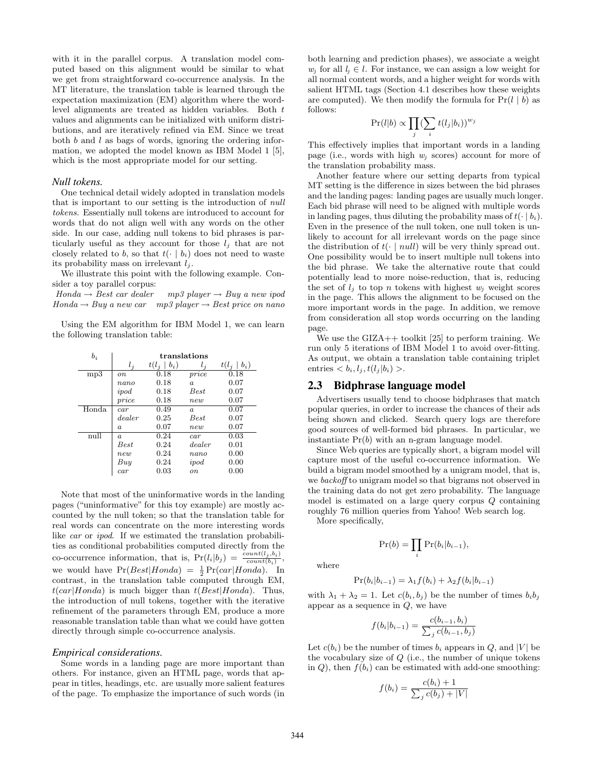with it in the parallel corpus. A translation model computed based on this alignment would be similar to what we get from straightforward co-occurrence analysis. In the MT literature, the translation table is learned through the expectation maximization (EM) algorithm where the word-level alignments are treated as hidden variables. Both $t$ values and alignments can be initialized with uniform distributions, and are iteratively refined via EM. Since we treat both $b$ and $l$ as bags of words, ignoring the ordering information, we adopted the model known as IBM Model 1 [5], which is the most appropriate model for our setting.

### *Null tokens.*

One technical detail widely adopted in translation models that is important to our setting is the introduction of *null tokens*. Essentially null tokens are introduced to account for words that do not align well with any words on the other side. In our case, adding null tokens to bid phrases is particularly useful as they account for those $l_j$ that are not closely related to $b$, so that $t(\cdot \mid b_i)$ does not need to waste its probability mass on irrelevant $l_j$.

We illustrate this point with the following example. Consider a toy parallel corpus:

*Honda → Best car dealer*   *mp3 player → Buy a new ipod*
*Honda → Buy a new car*   *mp3 player → Best price on nano*

Using the EM algorithm for IBM Model 1, we can learn the following translation table:

| $b_i$ | translations | | | |
|---|---|---|---|---|
| | $l_j$ | $t(l_j \mid b_i)$ | $l_j$ | $t(l_j \mid b_i)$ |
| mp3 | *on* | 0.18 | *price* | 0.18 |
| | *nano* | 0.18 | *a* | 0.07 |
| | *ipod* | 0.18 | *Best* | 0.07 |
| | *price* | 0.18 | *new* | 0.07 |
| Honda | *car* | 0.49 | *a* | 0.07 |
| | *dealer* | 0.25 | *Best* | 0.07 |
| | *a* | 0.07 | *new* | 0.07 |
| null | *a* | 0.24 | *car* | 0.03 |
| | *Best* | 0.24 | *dealer* | 0.01 |
| | *new* | 0.24 | *nano* | 0.00 |
| | *Buy* | 0.24 | *ipod* | 0.00 |
| | *car* | 0.03 | *on* | 0.00 |

Note that most of the uninformative words in the landing pages ("uninformative" for this toy example) are mostly accounted by the null token; so that the translation table for real words can concentrate on the more interesting words like *car* or *ipod*. If we estimated the translation probabilities as conditional probabilities computed directly from the co-occurrence information, that is, $\Pr(l_i|b_j) = \frac{count(l_j, b_i)}{count(b_i)}$, we would have $\Pr(Best|Honda) = \frac{1}{2}\Pr(car|Honda)$. In contrast, in the translation table computed through EM, $t(car|Honda)$ is much bigger than $t(Best|Honda)$. Thus, the introduction of null tokens, together with the iterative refinement of the parameters through EM, produce a more reasonable translation table than what we could have gotten directly through simple co-occurrence analysis.

### *Empirical considerations.*

Some words in a landing page are more important than others. For instance, given an HTML page, words that appear in titles, headings, etc. are usually more salient features of the page. To emphasize the importance of such words (in both learning and prediction phases), we associate a weight $w_j$ for all $l_j \in l$. For instance, we can assign a low weight for all normal content words, and a higher weight for words with salient HTML tags (Section 4.1 describes how these weights are computed). We then modify the formula for $\Pr(l \mid b)$ as follows:

$$\Pr(l|b) \propto \prod_j (\sum_i t(l_j|b_i))^{w_j}$$

This effectively implies that important words in a landing page (i.e., words with high $w_j$ scores) account for more of the translation probability mass.

Another feature where our setting departs from typical MT setting is the difference in sizes between the bid phrases and the landing pages: landing pages are usually much longer. Each bid phrase will need to be aligned with multiple words in landing pages, thus diluting the probability mass of $t(\cdot \mid b_i)$. Even in the presence of the null token, one null token is unlikely to account for all irrelevant words on the page since the distribution of $t(\cdot \mid null)$ will be very thinly spread out. One possibility would be to insert multiple null tokens into the bid phrase. We take the alternative route that could potentially lead to more noise-reduction, that is, reducing the set of $l_j$ to top $n$ tokens with highest $w_j$ weight scores in the page. This allows the alignment to be focused on the more important words in the page. In addition, we remove from consideration all stop words occurring on the landing page.

We use the GIZA++ toolkit [25] to perform training. We run only 5 iterations of IBM Model 1 to avoid over-fitting. As output, we obtain a translation table containing triplet entries $< b_i, l_j, t(l_j|b_i) >$.

## 2.3 Bidphrase language model

Advertisers usually tend to choose bidphrases that match popular queries, in order to increase the chances of their ads being shown and clicked. Search query logs are therefore good sources of well-formed bid phrases. In particular, we instantiate $\Pr(b)$ with an n-gram language model.

Since Web queries are typically short, a bigram model will capture most of the useful co-occurrence information. We build a bigram model smoothed by a unigram model, that is, we *backoff* to unigram model so that bigrams not observed in the training data do not get zero probability. The language model is estimated on a large query corpus $Q$ containing roughly 76 million queries from Yahoo! Web search log.

More specifically,

$$\Pr(b) = \prod_i \Pr(b_i|b_{i-1}),$$

where

$$\Pr(b_i|b_{i-1}) = \lambda_1 f(b_i) + \lambda_2 f(b_i|b_{i-1})$$

with $\lambda_1 + \lambda_2 = 1$. Let $c(b_i, b_j)$ be the number of times $b_i b_j$ appear as a sequence in $Q$, we have

$$f(b_i|b_{i-1}) = \frac{c(b_{i-1}, b_i)}{\sum_j c(b_{i-1}, b_j)}$$

Let $c(b_i)$ be the number of times $b_i$ appears in $Q$, and $|V|$ be the vocabulary size of $Q$ (i.e., the number of unique tokens in $Q$), then $f(b_i)$ can be estimated with add-one smoothing:

$$f(b_i) = \frac{c(b_i) + 1}{\sum_j c(b_j) + |V|}$$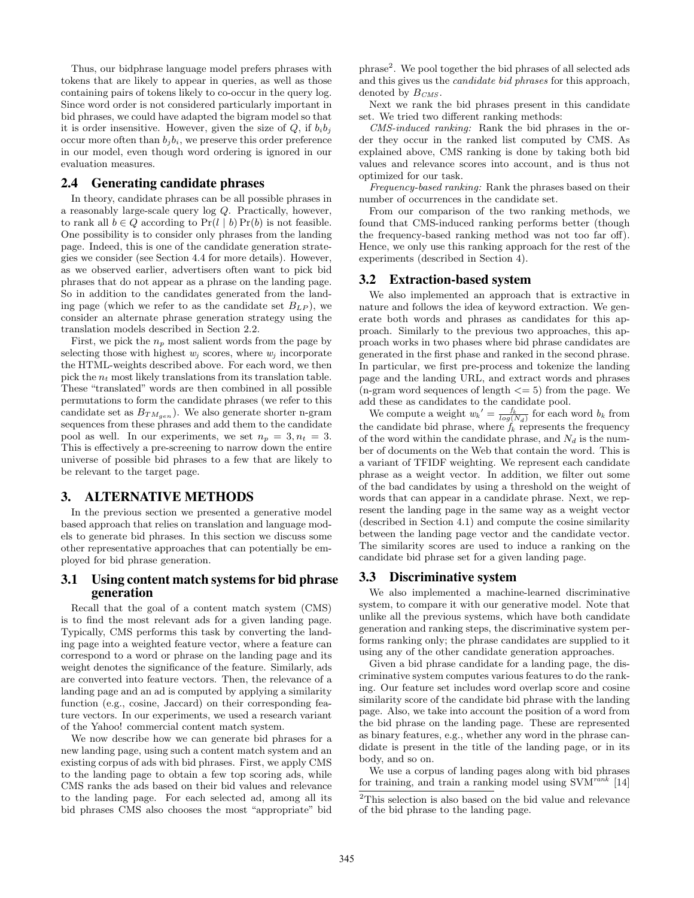Thus, our bidphrase language model prefers phrases with tokens that are likely to appear in queries, as well as those containing pairs of tokens likely to co-occur in the query log. Since word order is not considered particularly important in bid phrases, we could have adapted the bigram model so that it is order insensitive. However, given the size of $Q$, if $b_i b_j$ occur more often than $b_j b_i$, we preserve this order preference in our model, even though word ordering is ignored in our evaluation measures.

### 2.4 Generating candidate phrases

In theory, candidate phrases can be all possible phrases in a reasonably large-scale query log $Q$. Practically, however, to rank all $b \in Q$ according to $\Pr(l \mid b)\Pr(b)$ is not feasible. One possibility is to consider only phrases from the landing page. Indeed, this is one of the candidate generation strategies we consider (see Section 4.4 for more details). However, as we observed earlier, advertisers often want to pick bid phrases that do not appear as a phrase on the landing page. So in addition to the candidates generated from the landing page (which we refer to as the candidate set $B_{LP}$), we consider an alternate phrase generation strategy using the translation models described in Section 2.2.

First, we pick the $n_p$ most salient words from the page by selecting those with highest $w_j$ scores, where $w_j$ incorporate the HTML-weights described above. For each word, we then pick the $n_t$ most likely translations from its translation table. These "translated" words are then combined in all possible permutations to form the candidate phrases (we refer to this candidate set as $B_{TM_{gen}}$). We also generate shorter n-gram sequences from these phrases and add them to the candidate pool as well. In our experiments, we set $n_p = 3, n_t = 3$. This is effectively a pre-screening to narrow down the entire universe of possible bid phrases to a few that are likely to be relevant to the target page.

## 3. ALTERNATIVE METHODS

In the previous section we presented a generative model based approach that relies on translation and language models to generate bid phrases. In this section we discuss some other representative approaches that can potentially be employed for bid phrase generation.

### 3.1 Using content match systems for bid phrase generation

Recall that the goal of a content match system (CMS) is to find the most relevant ads for a given landing page. Typically, CMS performs this task by converting the landing page into a weighted feature vector, where a feature can correspond to a word or phrase on the landing page and its weight denotes the significance of the feature. Similarly, ads are converted into feature vectors. Then, the relevance of a landing page and an ad is computed by applying a similarity function (e.g., cosine, Jaccard) on their corresponding feature vectors. In our experiments, we used a research variant of the Yahoo! commercial content match system.

We now describe how we can generate bid phrases for a new landing page, using such a content match system and an existing corpus of ads with bid phrases. First, we apply CMS to the landing page to obtain a few top scoring ads, while CMS ranks the ads based on their bid values and relevance to the landing page. For each selected ad, among all its bid phrases CMS also chooses the most "appropriate" bid phrase[2]. We pool together the bid phrases of all selected ads and this gives us the *candidate bid phrases* for this approach, denoted by $B_{CMS}$.

Next we rank the bid phrases present in this candidate set. We tried two different ranking methods:

*CMS-induced ranking:* Rank the bid phrases in the order they occur in the ranked list computed by CMS. As explained above, CMS ranking is done by taking both bid values and relevance scores into account, and is thus not optimized for our task.

*Frequency-based ranking:* Rank the phrases based on their number of occurrences in the candidate set.

From our comparison of the two ranking methods, we found that CMS-induced ranking performs better (though the frequency-based ranking method was not too far off). Hence, we only use this ranking approach for the rest of the experiments (described in Section 4).

### 3.2 Extraction-based system

We also implemented an approach that is extractive in nature and follows the idea of keyword extraction. We generate both words and phrases as candidates for this approach. Similarly to the previous two approaches, this approach works in two phases where bid phrase candidates are generated in the first phase and ranked in the second phrase. In particular, we first pre-process and tokenize the landing page and the landing URL, and extract words and phrases (n-gram word sequences of length <= 5) from the page. We add these as candidates to the candidate pool.

We compute a weight $w_k' = \frac{f_k}{log(N_d)}$ for each word $b_k$ from the candidate bid phrase, where $f_k$ represents the frequency of the word within the candidate phrase, and $N_d$ is the number of documents on the Web that contain the word. This is a variant of TFIDF weighting. We represent each candidate phrase as a weight vector. In addition, we filter out some of the bad candidates by using a threshold on the weight of words that can appear in a candidate phrase. Next, we represent the landing page in the same way as a weight vector (described in Section 4.1) and compute the cosine similarity between the landing page vector and the candidate vector. The similarity scores are used to induce a ranking on the candidate bid phrase set for a given landing page.

### 3.3 Discriminative system

We also implemented a machine-learned discriminative system, to compare it with our generative model. Note that unlike all the previous systems, which have both candidate generation and ranking steps, the discriminative system performs ranking only; the phrase candidates are supplied to it using any of the other candidate generation approaches.

Given a bid phrase candidate for a landing page, the discriminative system computes various features to do the ranking. Our feature set includes word overlap score and cosine similarity score of the candidate bid phrase with the landing page. Also, we take into account the position of a word from the bid phrase on the landing page. These are represented as binary features, e.g., whether any word in the phrase candidate is present in the title of the landing page, or in its body, and so on.

We use a corpus of landing pages along with bid phrases for training, and train a ranking model using SVM$^{rank}$ [14]

[2]This selection is also based on the bid value and relevance of the bid phrase to the landing page.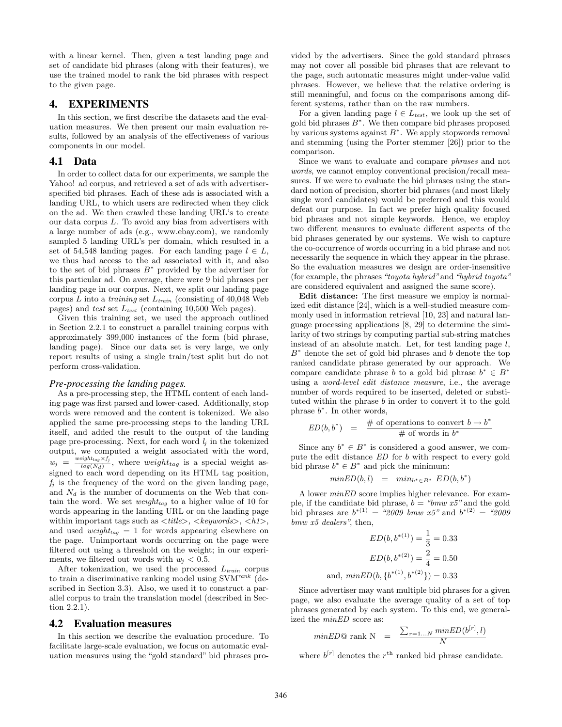with a linear kernel. Then, given a test landing page and set of candidate bid phrases (along with their features), we use the trained model to rank the bid phrases with respect to the given page.

## 4. EXPERIMENTS

In this section, we first describe the datasets and the evaluation measures. We then present our main evaluation results, followed by an analysis of the effectiveness of various components in our model.

### 4.1 Data

In order to collect data for our experiments, we sample the Yahoo! ad corpus, and retrieved a set of ads with advertiser-specified bid phrases. Each of these ads is associated with a landing URL, to which users are redirected when they click on the ad. We then crawled these landing URL's to create our data corpus $L$. To avoid any bias from advertisers with a large number of ads (e.g., www.ebay.com), we randomly sampled 5 landing URL's per domain, which resulted in a set of 54,548 landing pages. For each landing page $l \in L$, we thus had access to the ad associated with it, and also to the set of bid phrases $B^*$ provided by the advertiser for this particular ad. On average, there were 9 bid phrases per landing page in our corpus. Next, we split our landing page corpus $L$ into a *training* set $L_{train}$ (consisting of 40,048 Web pages) and *test* set $L_{test}$ (containing 10,500 Web pages).

Given this training set, we used the approach outlined in Section 2.2.1 to construct a parallel training corpus with approximately 399,000 instances of the form (bid phrase, landing page). Since our data set is very large, we only report results of using a single train/test split but do not perform cross-validation.

#### *Pre-processing the landing pages.*

As a pre-processing step, the HTML content of each landing page was first parsed and lower-cased. Additionally, stop words were removed and the content is tokenized. We also applied the same pre-processing steps to the landing URL itself, and added the result to the output of the landing page pre-processing. Next, for each word $l_j$ in the tokenized output, we computed a weight associated with the word, $w_j = \frac{weight_{tag} \times f_j}{log(N_d)}$, where $weight_{tag}$ is a special weight assigned to each word depending on its HTML tag position, $f_j$ is the frequency of the word on the given landing page, and $N_d$ is the number of documents on the Web that contain the word. We set $weight_{tag}$ to a higher value of 10 for words appearing in the landing URL or on the landing page within important tags such as <title>, <keywords>, <h1>, and used $weight_{tag} = 1$ for words appearing elsewhere on the page. Unimportant words occurring on the page were filtered out using a threshold on the weight; in our experiments, we filtered out words with $w_j < 0.5$.

After tokenization, we used the processed $L_{train}$ corpus to train a discriminative ranking model using SVM$^{rank}$ (described in Section 3.3). Also, we used it to construct a parallel corpus to train the translation model (described in Section 2.2.1).

### 4.2 Evaluation measures

In this section we describe the evaluation procedure. To facilitate large-scale evaluation, we focus on automatic evaluation measures using the "gold standard" bid phrases provided by the advertisers. Since the gold standard phrases may not cover all possible bid phrases that are relevant to the page, such automatic measures might under-value valid phrases. However, we believe that the relative ordering is still meaningful, and focus on the comparisons among different systems, rather than on the raw numbers.

For a given landing page $l \in L_{test}$, we look up the set of gold bid phrases $B^*$. We then compare bid phrases proposed by various systems against $B^*$. We apply stopwords removal and stemming (using the Porter stemmer [26]) prior to the comparison.

Since we want to evaluate and compare *phrases* and not *words*, we cannot employ conventional precision/recall measures. If we were to evaluate the bid phrases using the standard notion of precision, shorter bid phrases (and most likely single word candidates) would be preferred and this would defeat our purpose. In fact we prefer high quality focused bid phrases and not simple keywords. Hence, we employ two different measures to evaluate different aspects of the bid phrases generated by our systems. We wish to capture the co-occurrence of words occurring in a bid phrase and not necessarily the sequence in which they appear in the phrase. So the evaluation measures we design are order-insensitive (for example, the phrases *"toyota hybrid"* and *"hybrid toyota"* are considered equivalent and assigned the same score).

**Edit distance:** The first measure we employ is normalized edit distance [24], which is a well-studied measure commonly used in information retrieval [10, 23] and natural language processing applications [8, 29] to determine the similarity of two strings by computing partial sub-string matches instead of an absolute match. Let, for test landing page $l$, $B^*$ denote the set of gold bid phrases and $b$ denote the top ranked candidate phrase generated by our approach. We compare candidate phrase $b$ to a gold bid phrase $b^* \in B^*$ using a *word-level edit distance measure*, i.e., the average number of words required to be inserted, deleted or substituted within the phrase $b$ in order to convert it to the gold phrase $b^*$. In other words,

$$ED(b, b^*) = \frac{\text{\# of operations to convert } b \rightarrow b^*}{\text{\# of words in } b^*}$$

Since any $b^* \in B^*$ is considered a good answer, we compute the edit distance $ED$ for $b$ with respect to every gold bid phrase $b^* \in B^*$ and pick the minimum:

$$minED(b, l) = min_{b^* \in B^*} ED(b, b^*)$$

A lower $minED$ score implies higher relevance. For example, if the candidate bid phrase, $b$ = *"bmw x5"* and the gold bid phrases are $b^{*(1)}$ = *"2009 bmw x5"* and $b^{*(2)}$ = *"2009 bmw x5 dealers"*, then,

$$ED(b, b^{*(1)}) = \frac{1}{3} = 0.33$$

$$ED(b, b^{*(2)}) = \frac{2}{4} = 0.50$$

$$\text{and, } minED(b, \{b^{*(1)}, b^{*(2)}\}) = 0.33$$

Since advertiser may want multiple bid phrases for a given page, we also evaluate the average quality of a set of top phrases generated by each system. To this end, we generalized the $minED$ score as:

$$minED@\text{ rank N} = \frac{\sum_{r=1...N} minED(b^{[r]}, l)}{N}$$

where $b^{[r]}$ denotes the $r^{\text{th}}$ ranked bid phrase candidate.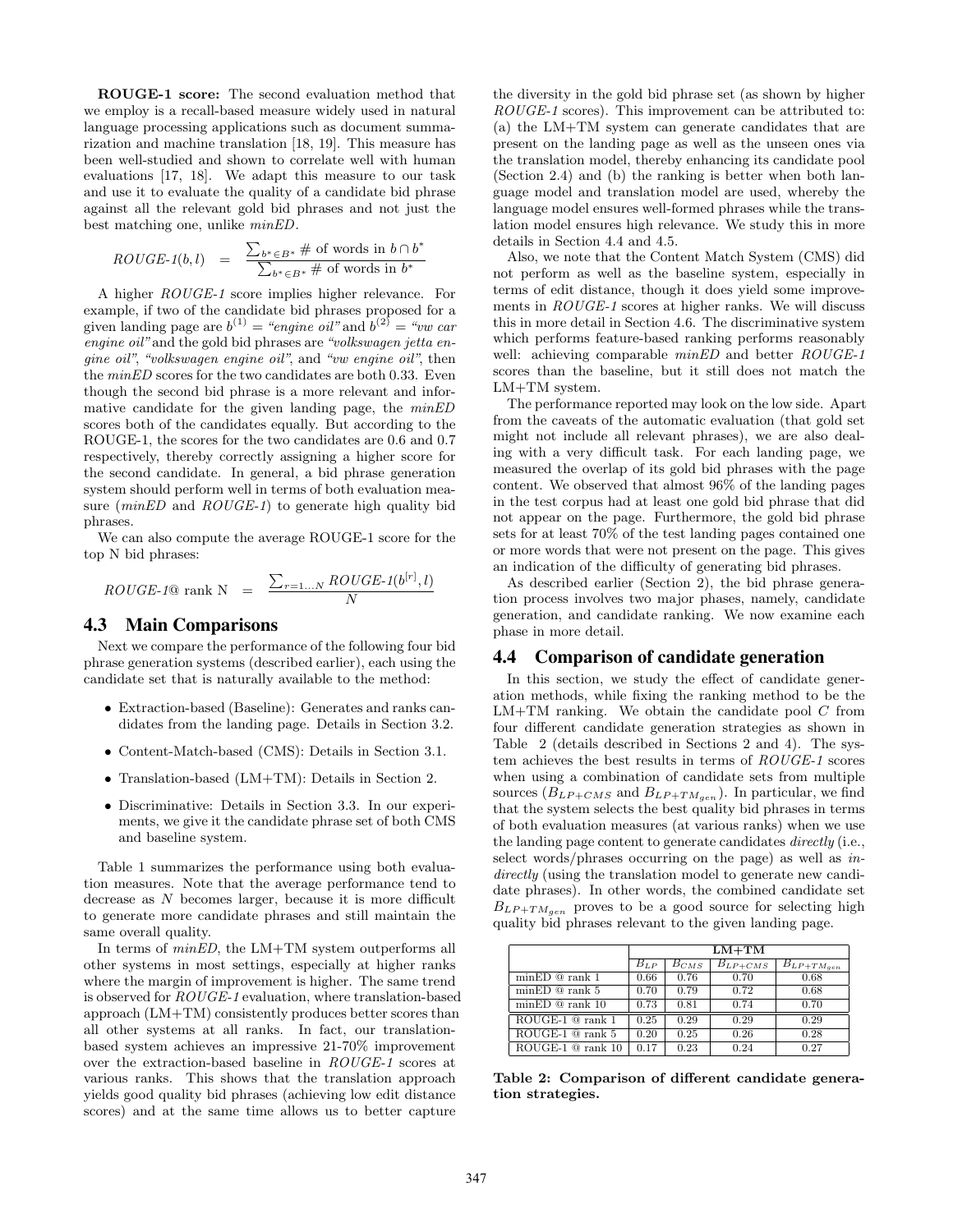**ROUGE-1 score:** The second evaluation method that we employ is a recall-based measure widely used in natural language processing applications such as document summarization and machine translation [18, 19]. This measure has been well-studied and shown to correlate well with human evaluations [17, 18]. We adapt this measure to our task and use it to evaluate the quality of a candidate bid phrase against all the relevant gold bid phrases and not just the best matching one, unlike *minED*.

$$ROUGE\text{-}1(b, l) = \frac{\sum_{b^* \in B^*} \#\text{ of words in } b \cap b^*}{\sum_{b^* \in B^*} \#\text{ of words in } b^*}$$

A higher *ROUGE-1* score implies higher relevance. For example, if two of the candidate bid phrases proposed for a given landing page are $b^{(1)}$ = *"engine oil"* and $b^{(2)}$ = *"vw car engine oil"* and the gold bid phrases are *"volkswagen jetta engine oil"*, *"volkswagen engine oil"*, and *"vw engine oil"*, then the *minED* scores for the two candidates are both 0.33. Even though the second bid phrase is a more relevant and informative candidate for the given landing page, the *minED* scores both of the candidates equally. But according to the ROUGE-1, the scores for the two candidates are 0.6 and 0.7 respectively, thereby correctly assigning a higher score for the second candidate. In general, a bid phrase generation system should perform well in terms of both evaluation measure (*minED* and *ROUGE-1*) to generate high quality bid phrases.

We can also compute the average ROUGE-1 score for the top N bid phrases:

$$ROUGE\text{-}1@\text{ rank N} = \frac{\sum_{r=1 \ldots N} ROUGE\text{-}1(b^{[r]}, l)}{N}$$

## 4.3 Main Comparisons

Next we compare the performance of the following four bid phrase generation systems (described earlier), each using the candidate set that is naturally available to the method:

- Extraction-based (Baseline): Generates and ranks candidates from the landing page. Details in Section 3.2.
- Content-Match-based (CMS): Details in Section 3.1.
- Translation-based (LM+TM): Details in Section 2.
- Discriminative: Details in Section 3.3. In our experiments, we give it the candidate phrase set of both CMS and baseline system.

Table 1 summarizes the performance using both evaluation measures. Note that the average performance tend to decrease as $N$ becomes larger, because it is more difficult to generate more candidate phrases and still maintain the same overall quality.

In terms of *minED*, the LM+TM system outperforms all other systems in most settings, especially at higher ranks where the margin of improvement is higher. The same trend is observed for *ROUGE-1* evaluation, where translation-based approach (LM+TM) consistently produces better scores than all other systems at all ranks. In fact, our translation-based system achieves an impressive 21-70% improvement over the extraction-based baseline in *ROUGE-1* scores at various ranks. This shows that the translation approach yields good quality bid phrases (achieving low edit distance scores) and at the same time allows us to better capture the diversity in the gold bid phrase set (as shown by higher *ROUGE-1* scores). This improvement can be attributed to: (a) the LM+TM system can generate candidates that are present on the landing page as well as the unseen ones via the translation model, thereby enhancing its candidate pool (Section 2.4) and (b) the ranking is better when both language model and translation model are used, whereby the language model ensures well-formed phrases while the translation model ensures high relevance. We study this in more details in Section 4.4 and 4.5.

Also, we note that the Content Match System (CMS) did not perform as well as the baseline system, especially in terms of edit distance, though it does yield some improvements in *ROUGE-1* scores at higher ranks. We will discuss this in more detail in Section 4.6. The discriminative system which performs feature-based ranking performs reasonably well: achieving comparable *minED* and better *ROUGE-1* scores than the baseline, but it still does not match the LM+TM system.

The performance reported may look on the low side. Apart from the caveats of the automatic evaluation (that gold set might not include all relevant phrases), we are also dealing with a very difficult task. For each landing page, we measured the overlap of its gold bid phrases with the page content. We observed that almost 96% of the landing pages in the test corpus had at least one gold bid phrase that did not appear on the page. Furthermore, the gold bid phrase sets for at least 70% of the test landing pages contained one or more words that were not present on the page. This gives an indication of the difficulty of generating bid phrases.

As described earlier (Section 2), the bid phrase generation process involves two major phases, namely, candidate generation, and candidate ranking. We now examine each phase in more detail.

## 4.4 Comparison of candidate generation

In this section, we study the effect of candidate generation methods, while fixing the ranking method to be the LM+TM ranking. We obtain the candidate pool $C$ from four different candidate generation strategies as shown in Table 2 (details described in Sections 2 and 4). The system achieves the best results in terms of *ROUGE-1* scores when using a combination of candidate sets from multiple sources ($B_{LP+CMS}$ and $B_{LP+TM_{gen}}$). In particular, we find that the system selects the best quality bid phrases in terms of both evaluation measures (at various ranks) when we use the landing page content to generate candidates *directly* (i.e., select words/phrases occurring on the page) as well as *indirectly* (using the translation model to generate new candidate phrases). In other words, the combined candidate set $B_{LP+TM_{gen}}$ proves to be a good source for selecting high quality bid phrases relevant to the given landing page.

| | **LM+TM** | | | |
|---|---|---|---|---|
| | $B_{LP}$ | $B_{CMS}$ | $B_{LP+CMS}$ | $B_{LP+TM_{gen}}$ |
| minED @ rank 1 | 0.66 | 0.76 | 0.70 | 0.68 |
| minED @ rank 5 | 0.70 | 0.79 | 0.72 | 0.68 |
| minED @ rank 10 | 0.73 | 0.81 | 0.74 | 0.70 |
| ROUGE-1 @ rank 1 | 0.25 | 0.29 | 0.29 | 0.29 |
| ROUGE-1 @ rank 5 | 0.20 | 0.25 | 0.26 | 0.28 |
| ROUGE-1 @ rank 10 | 0.17 | 0.23 | 0.24 | 0.27 |

**Table 2: Comparison of different candidate generation strategies.**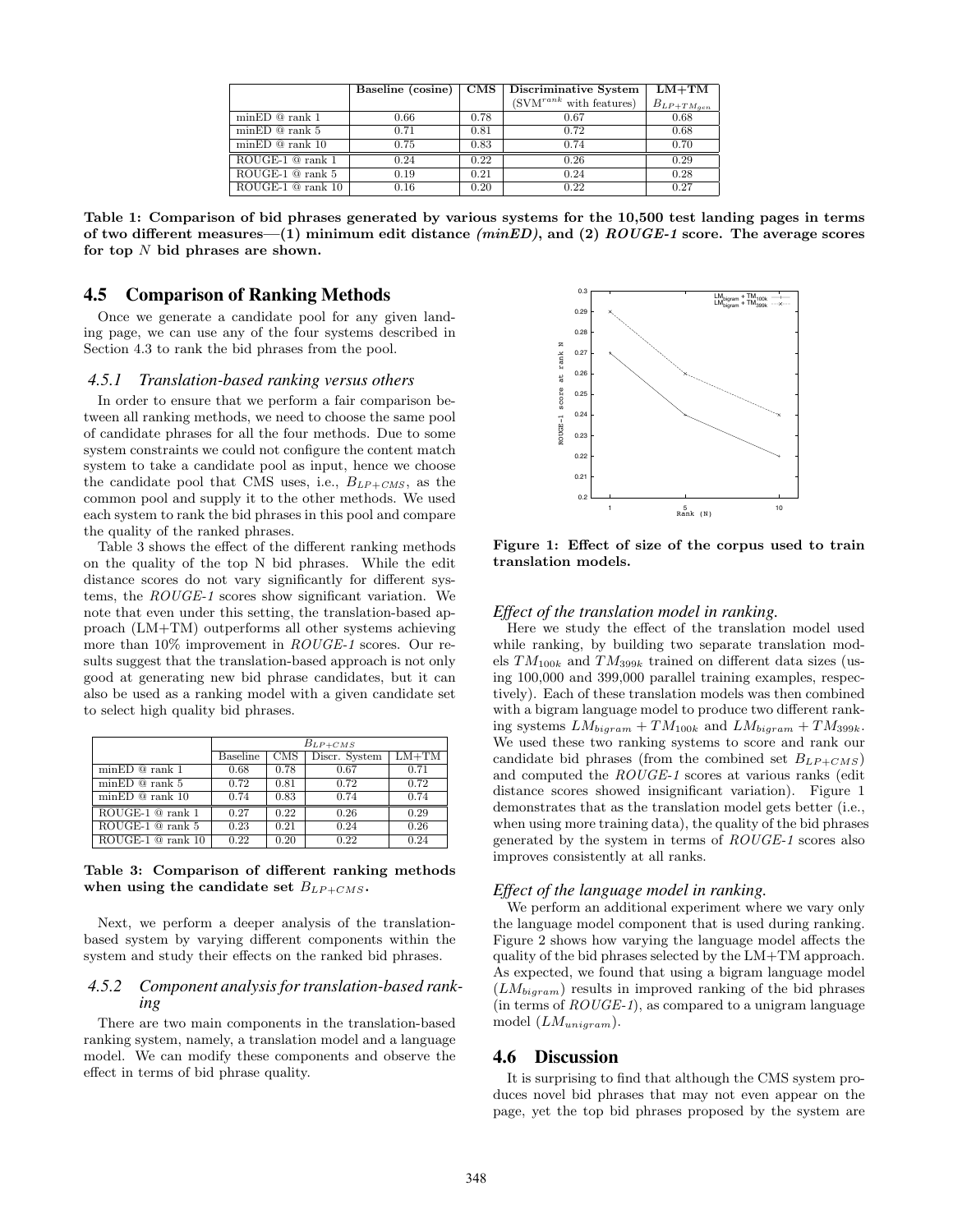|  | Baseline (cosine) | CMS | Discriminative System (SVM$^{rank}$ with features) | LM+TM $B_{LP+TM_{gen}}$ |
|---|---|---|---|---|
| minED @ rank 1 | 0.66 | 0.78 | 0.67 | 0.68 |
| minED @ rank 5 | 0.71 | 0.81 | 0.72 | 0.68 |
| minED @ rank 10 | 0.75 | 0.83 | 0.74 | 0.70 |
| ROUGE-1 @ rank 1 | 0.24 | 0.22 | 0.26 | 0.29 |
| ROUGE-1 @ rank 5 | 0.19 | 0.21 | 0.24 | 0.28 |
| ROUGE-1 @ rank 10 | 0.16 | 0.20 | 0.22 | 0.27 |

**Table 1: Comparison of bid phrases generated by various systems for the 10,500 test landing pages in terms of two different measures—(1) minimum edit distance *(minED)*, and (2) *ROUGE-1* score. The average scores for top $N$ bid phrases are shown.**

## 4.5 Comparison of Ranking Methods

Once we generate a candidate pool for any given landing page, we can use any of the four systems described in Section 4.3 to rank the bid phrases from the pool.

### 4.5.1 Translation-based ranking versus others

In order to ensure that we perform a fair comparison between all ranking methods, we need to choose the same pool of candidate phrases for all the four methods. Due to some system constraints we could not configure the content match system to take a candidate pool as input, hence we choose the candidate pool that CMS uses, i.e., $B_{LP+CMS}$, as the common pool and supply it to the other methods. We used each system to rank the bid phrases in this pool and compare the quality of the ranked phrases.

Table 3 shows the effect of the different ranking methods on the quality of the top N bid phrases. While the edit distance scores do not vary significantly for different systems, the *ROUGE-1* scores show significant variation. We note that even under this setting, the translation-based approach (LM+TM) outperforms all other systems achieving more than 10% improvement in *ROUGE-1* scores. Our results suggest that the translation-based approach is not only good at generating new bid phrase candidates, but it can also be used as a ranking model with a given candidate set to select high quality bid phrases.

|  | $B_{LP+CMS}$ | | | |
|---|---|---|---|---|
|  | Baseline | CMS | Discr. System | LM+TM |
| minED @ rank 1 | 0.68 | 0.78 | 0.67 | 0.71 |
| minED @ rank 5 | 0.72 | 0.81 | 0.72 | 0.72 |
| minED @ rank 10 | 0.74 | 0.83 | 0.74 | 0.74 |
| ROUGE-1 @ rank 1 | 0.27 | 0.22 | 0.26 | 0.29 |
| ROUGE-1 @ rank 5 | 0.23 | 0.21 | 0.24 | 0.26 |
| ROUGE-1 @ rank 10 | 0.22 | 0.20 | 0.22 | 0.24 |

**Table 3: Comparison of different ranking methods when using the candidate set $B_{LP+CMS}$.**

Next, we perform a deeper analysis of the translation-based system by varying different components within the system and study their effects on the ranked bid phrases.

### 4.5.2 Component analysis for translation-based ranking

There are two main components in the translation-based ranking system, namely, a translation model and a language model. We can modify these components and observe the effect in terms of bid phrase quality.

**Figure 1: Effect of size of the corpus used to train translation models.**

#### Effect of the translation model in ranking.

Here we study the effect of the translation model used while ranking, by building two separate translation models $TM_{100k}$ and $TM_{399k}$ trained on different data sizes (using 100,000 and 399,000 parallel training examples, respectively). Each of these translation models was then combined with a bigram language model to produce two different ranking systems $LM_{bigram} + TM_{100k}$ and $LM_{bigram} + TM_{399k}$. We used these two ranking systems to score and rank our candidate bid phrases (from the combined set $B_{LP+CMS}$) and computed the *ROUGE-1* scores at various ranks (edit distance scores showed insignificant variation). Figure 1 demonstrates that as the translation model gets better (i.e., when using more training data), the quality of the bid phrases generated by the system in terms of *ROUGE-1* scores also improves consistently at all ranks.

#### Effect of the language model in ranking.

We perform an additional experiment where we vary only the language model component that is used during ranking. Figure 2 shows how varying the language model affects the quality of the bid phrases selected by the LM+TM approach. As expected, we found that using a bigram language model ($LM_{bigram}$) results in improved ranking of the bid phrases (in terms of *ROUGE-1*), as compared to a unigram language model ($LM_{unigram}$).

## 4.6 Discussion

It is surprising to find that although the CMS system produces novel bid phrases that may not even appear on the page, yet the top bid phrases proposed by the system are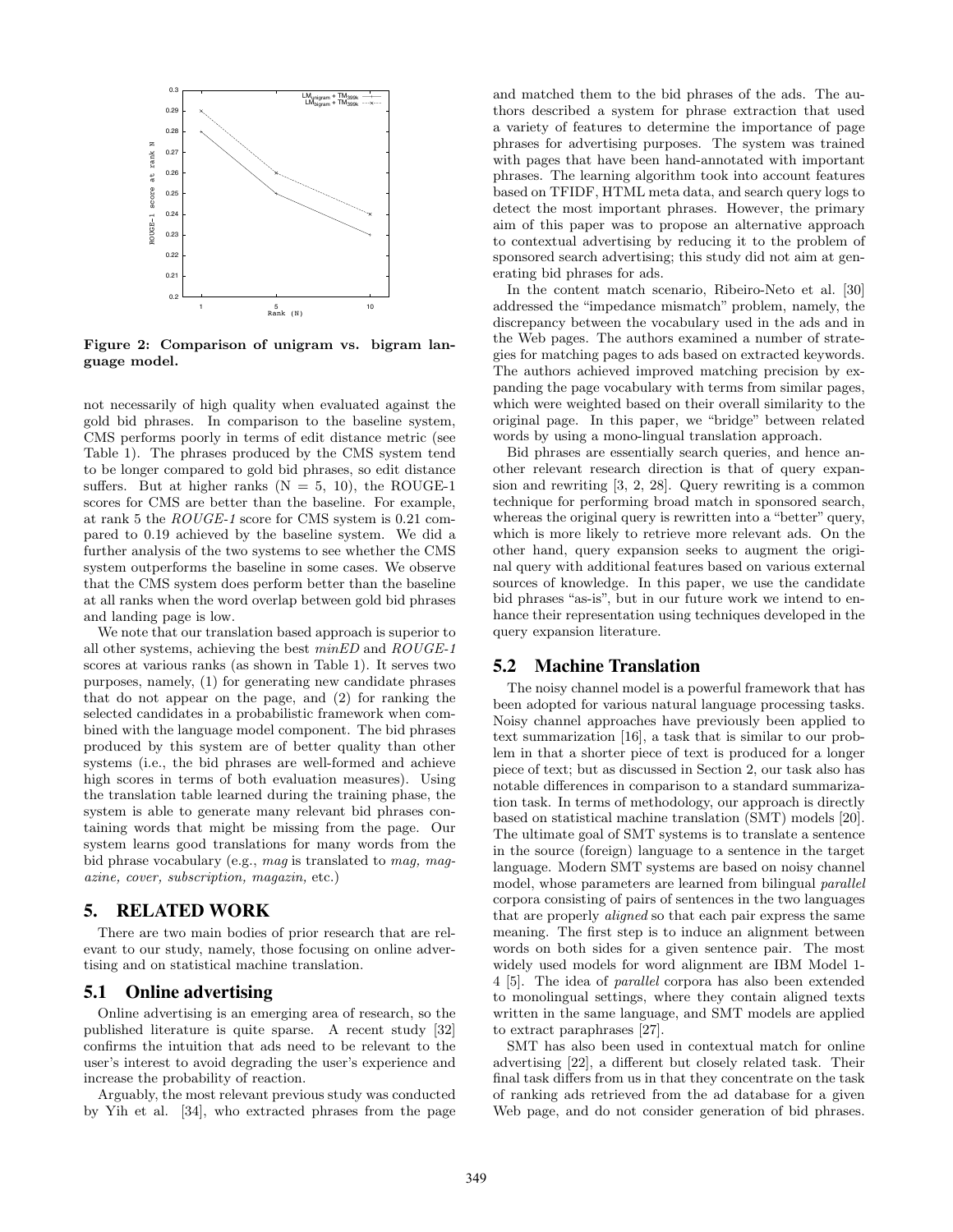Figure 2: Comparison of unigram vs. bigram language model.

not necessarily of high quality when evaluated against the gold bid phrases. In comparison to the baseline system, CMS performs poorly in terms of edit distance metric (see Table 1). The phrases produced by the CMS system tend to be longer compared to gold bid phrases, so edit distance suffers. But at higher ranks (N = 5, 10), the ROUGE-1 scores for CMS are better than the baseline. For example, at rank 5 the *ROUGE-1* score for CMS system is 0.21 compared to 0.19 achieved by the baseline system. We did a further analysis of the two systems to see whether the CMS system outperforms the baseline in some cases. We observe that the CMS system does perform better than the baseline at all ranks when the word overlap between gold bid phrases and landing page is low.

We note that our translation based approach is superior to all other systems, achieving the best *minED* and *ROUGE-1* scores at various ranks (as shown in Table 1). It serves two purposes, namely, (1) for generating new candidate phrases that do not appear on the page, and (2) for ranking the selected candidates in a probabilistic framework when combined with the language model component. The bid phrases produced by this system are of better quality than other systems (i.e., the bid phrases are well-formed and achieve high scores in terms of both evaluation measures). Using the translation table learned during the training phase, the system is able to generate many relevant bid phrases containing words that might be missing from the page. Our system learns good translations for many words from the bid phrase vocabulary (e.g., *mag* is translated to *mag, magazine, cover, subscription, magazin,* etc.)

# 5. RELATED WORK

There are two main bodies of prior research that are relevant to our study, namely, those focusing on online advertising and on statistical machine translation.

## 5.1 Online advertising

Online advertising is an emerging area of research, so the published literature is quite sparse. A recent study [32] confirms the intuition that ads need to be relevant to the user's interest to avoid degrading the user's experience and increase the probability of reaction.

Arguably, the most relevant previous study was conducted by Yih et al. [34], who extracted phrases from the page and matched them to the bid phrases of the ads. The authors described a system for phrase extraction that used a variety of features to determine the importance of page phrases for advertising purposes. The system was trained with pages that have been hand-annotated with important phrases. The learning algorithm took into account features based on TFIDF, HTML meta data, and search query logs to detect the most important phrases. However, the primary aim of this paper was to propose an alternative approach to contextual advertising by reducing it to the problem of sponsored search advertising; this study did not aim at generating bid phrases for ads.

In the content match scenario, Ribeiro-Neto et al. [30] addressed the "impedance mismatch" problem, namely, the discrepancy between the vocabulary used in the ads and in the Web pages. The authors examined a number of strategies for matching pages to ads based on extracted keywords. The authors achieved improved matching precision by expanding the page vocabulary with terms from similar pages, which were weighted based on their overall similarity to the original page. In this paper, we "bridge" between related words by using a mono-lingual translation approach.

Bid phrases are essentially search queries, and hence another relevant research direction is that of query expansion and rewriting [3, 2, 28]. Query rewriting is a common technique for performing broad match in sponsored search, whereas the original query is rewritten into a "better" query, which is more likely to retrieve more relevant ads. On the other hand, query expansion seeks to augment the original query with additional features based on various external sources of knowledge. In this paper, we use the candidate bid phrases "as-is", but in our future work we intend to enhance their representation using techniques developed in the query expansion literature.

## 5.2 Machine Translation

The noisy channel model is a powerful framework that has been adopted for various natural language processing tasks. Noisy channel approaches have previously been applied to text summarization [16], a task that is similar to our problem in that a shorter piece of text is produced for a longer piece of text; but as discussed in Section 2, our task also has notable differences in comparison to a standard summarization task. In terms of methodology, our approach is directly based on statistical machine translation (SMT) models [20]. The ultimate goal of SMT systems is to translate a sentence in the source (foreign) language to a sentence in the target language. Modern SMT systems are based on noisy channel model, whose parameters are learned from bilingual *parallel* corpora consisting of pairs of sentences in the two languages that are properly *aligned* so that each pair express the same meaning. The first step is to induce an alignment between words on both sides for a given sentence pair. The most widely used models for word alignment are IBM Model 1-4 [5]. The idea of *parallel* corpora has also been extended to monolingual settings, where they contain aligned texts written in the same language, and SMT models are applied to extract paraphrases [27].

SMT has also been used in contextual match for online advertising [22], a different but closely related task. Their final task differs from us in that they concentrate on the task of ranking ads retrieved from the ad database for a given Web page, and do not consider generation of bid phrases.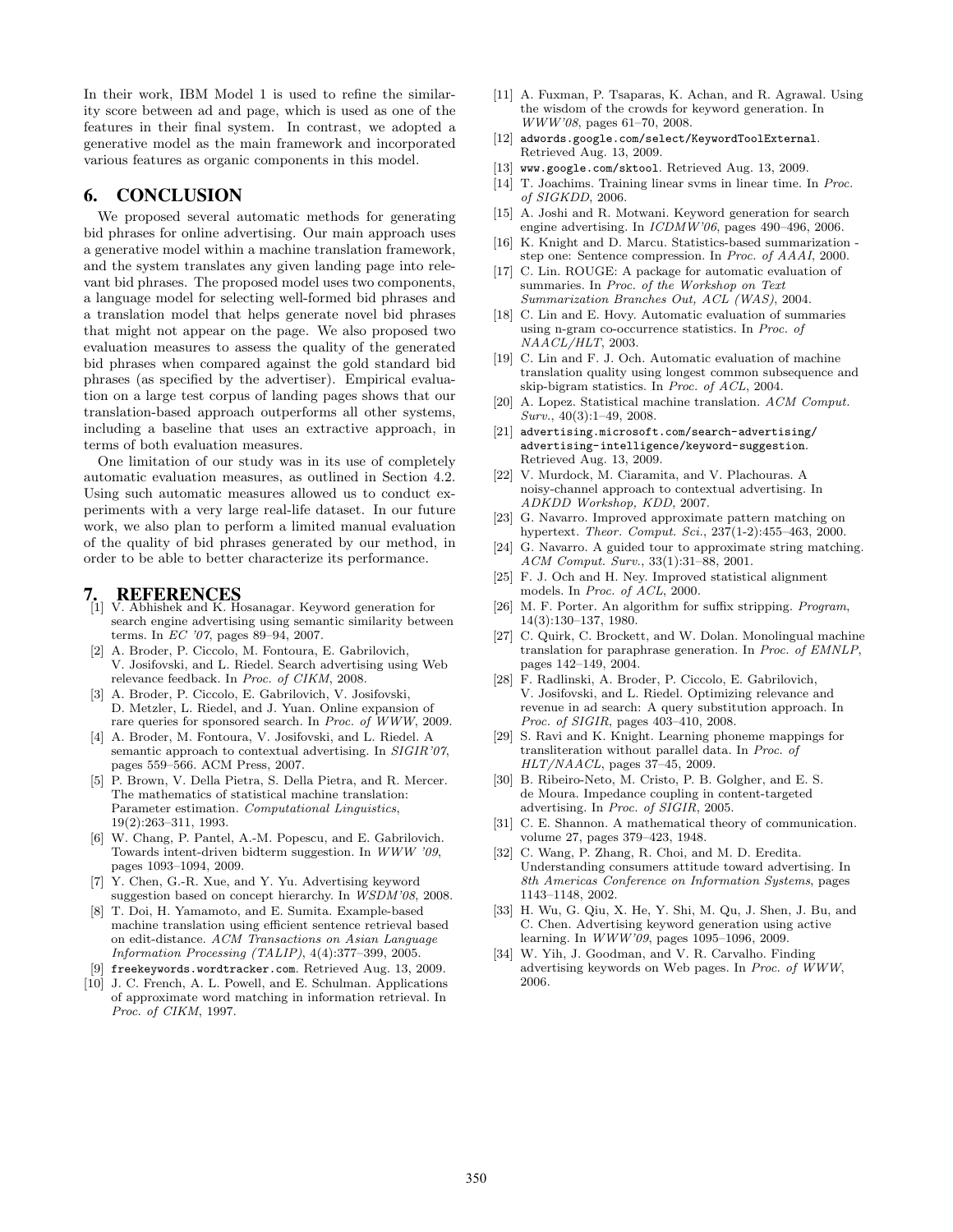In their work, IBM Model 1 is used to refine the similarity score between ad and page, which is used as one of the features in their final system. In contrast, we adopted a generative model as the main framework and incorporated various features as organic components in this model.

## 6. CONCLUSION

We proposed several automatic methods for generating bid phrases for online advertising. Our main approach uses a generative model within a machine translation framework, and the system translates any given landing page into relevant bid phrases. The proposed model uses two components, a language model for selecting well-formed bid phrases and a translation model that helps generate novel bid phrases that might not appear on the page. We also proposed two evaluation measures to assess the quality of the generated bid phrases when compared against the gold standard bid phrases (as specified by the advertiser). Empirical evaluation on a large test corpus of landing pages shows that our translation-based approach outperforms all other systems, including a baseline that uses an extractive approach, in terms of both evaluation measures.

One limitation of our study was in its use of completely automatic evaluation measures, as outlined in Section 4.2. Using such automatic measures allowed us to conduct experiments with a very large real-life dataset. In our future work, we also plan to perform a limited manual evaluation of the quality of bid phrases generated by our method, in order to be able to better characterize its performance.

## 7. REFERENCES

[1] V. Abhishek and K. Hosanagar. Keyword generation for search engine advertising using semantic similarity between terms. In *EC '07*, pages 89–94, 2007.

[2] A. Broder, P. Ciccolo, M. Fontoura, E. Gabrilovich, V. Josifovski, and L. Riedel. Search advertising using Web relevance feedback. In *Proc. of CIKM*, 2008.

[3] A. Broder, P. Ciccolo, E. Gabrilovich, V. Josifovski, D. Metzler, L. Riedel, and J. Yuan. Online expansion of rare queries for sponsored search. In *Proc. of WWW*, 2009.

[4] A. Broder, M. Fontoura, V. Josifovski, and L. Riedel. A semantic approach to contextual advertising. In *SIGIR'07*, pages 559–566. ACM Press, 2007.

[5] P. Brown, V. Della Pietra, S. Della Pietra, and R. Mercer. The mathematics of statistical machine translation: Parameter estimation. *Computational Linguistics*, 19(2):263–311, 1993.

[6] W. Chang, P. Pantel, A.-M. Popescu, and E. Gabrilovich. Towards intent-driven bidterm suggestion. In *WWW '09*, pages 1093–1094, 2009.

[7] Y. Chen, G.-R. Xue, and Y. Yu. Advertising keyword suggestion based on concept hierarchy. In *WSDM'08*, 2008.

[8] T. Doi, H. Yamamoto, and E. Sumita. Example-based machine translation using efficient sentence retrieval based on edit-distance. *ACM Transactions on Asian Language Information Processing (TALIP)*, 4(4):377–399, 2005.

[9] freekeywords.wordtracker.com. Retrieved Aug. 13, 2009.

[10] J. C. French, A. L. Powell, and E. Schulman. Applications of approximate word matching in information retrieval. In *Proc. of CIKM*, 1997.

[11] A. Fuxman, P. Tsaparas, K. Achan, and R. Agrawal. Using the wisdom of the crowds for keyword generation. In *WWW'08*, pages 61–70, 2008.

[12] adwords.google.com/select/KeywordToolExternal. Retrieved Aug. 13, 2009.

[13] www.google.com/sktool. Retrieved Aug. 13, 2009.

[14] T. Joachims. Training linear svms in linear time. In *Proc. of SIGKDD*, 2006.

[15] A. Joshi and R. Motwani. Keyword generation for search engine advertising. In *ICDMW'06*, pages 490–496, 2006.

[16] K. Knight and D. Marcu. Statistics-based summarization - step one: Sentence compression. In *Proc. of AAAI*, 2000.

[17] C. Lin. ROUGE: A package for automatic evaluation of summaries. In *Proc. of the Workshop on Text Summarization Branches Out, ACL (WAS)*, 2004.

[18] C. Lin and E. Hovy. Automatic evaluation of summaries using n-gram co-occurrence statistics. In *Proc. of NAACL/HLT*, 2003.

[19] C. Lin and F. J. Och. Automatic evaluation of machine translation quality using longest common subsequence and skip-bigram statistics. In *Proc. of ACL*, 2004.

[20] A. Lopez. Statistical machine translation. *ACM Comput. Surv.*, 40(3):1–49, 2008.

[21] advertising.microsoft.com/search-advertising/advertising-intelligence/keyword-suggestion. Retrieved Aug. 13, 2009.

[22] V. Murdock, M. Ciaramita, and V. Plachouras. A noisy-channel approach to contextual advertising. In *ADKDD Workshop, KDD*, 2007.

[23] G. Navarro. Improved approximate pattern matching on hypertext. *Theor. Comput. Sci.*, 237(1-2):455–463, 2000.

[24] G. Navarro. A guided tour to approximate string matching. *ACM Comput. Surv.*, 33(1):31–88, 2001.

[25] F. J. Och and H. Ney. Improved statistical alignment models. In *Proc. of ACL*, 2000.

[26] M. F. Porter. An algorithm for suffix stripping. *Program*, 14(3):130–137, 1980.

[27] C. Quirk, C. Brockett, and W. Dolan. Monolingual machine translation for paraphrase generation. In *Proc. of EMNLP*, pages 142–149, 2004.

[28] F. Radlinski, A. Broder, P. Ciccolo, E. Gabrilovich, V. Josifovski, and L. Riedel. Optimizing relevance and revenue in ad search: A query substitution approach. In *Proc. of SIGIR*, pages 403–410, 2008.

[29] S. Ravi and K. Knight. Learning phoneme mappings for transliteration without parallel data. In *Proc. of HLT/NAACL*, pages 37–45, 2009.

[30] B. Ribeiro-Neto, M. Cristo, P. B. Golgher, and E. S. de Moura. Impedance coupling in content-targeted advertising. In *Proc. of SIGIR*, 2005.

[31] C. E. Shannon. A mathematical theory of communication. volume 27, pages 379–423, 1948.

[32] C. Wang, P. Zhang, R. Choi, and M. D. Eredita. Understanding consumers attitude toward advertising. In *8th Americas Conference on Information Systems*, pages 1143–1148, 2002.

[33] H. Wu, G. Qiu, X. He, Y. Shi, M. Qu, J. Shen, J. Bu, and C. Chen. Advertising keyword generation using active learning. In *WWW'09*, pages 1095–1096, 2009.

[34] W. Yih, J. Goodman, and V. R. Carvalho. Finding advertising keywords on Web pages. In *Proc. of WWW*, 2006.